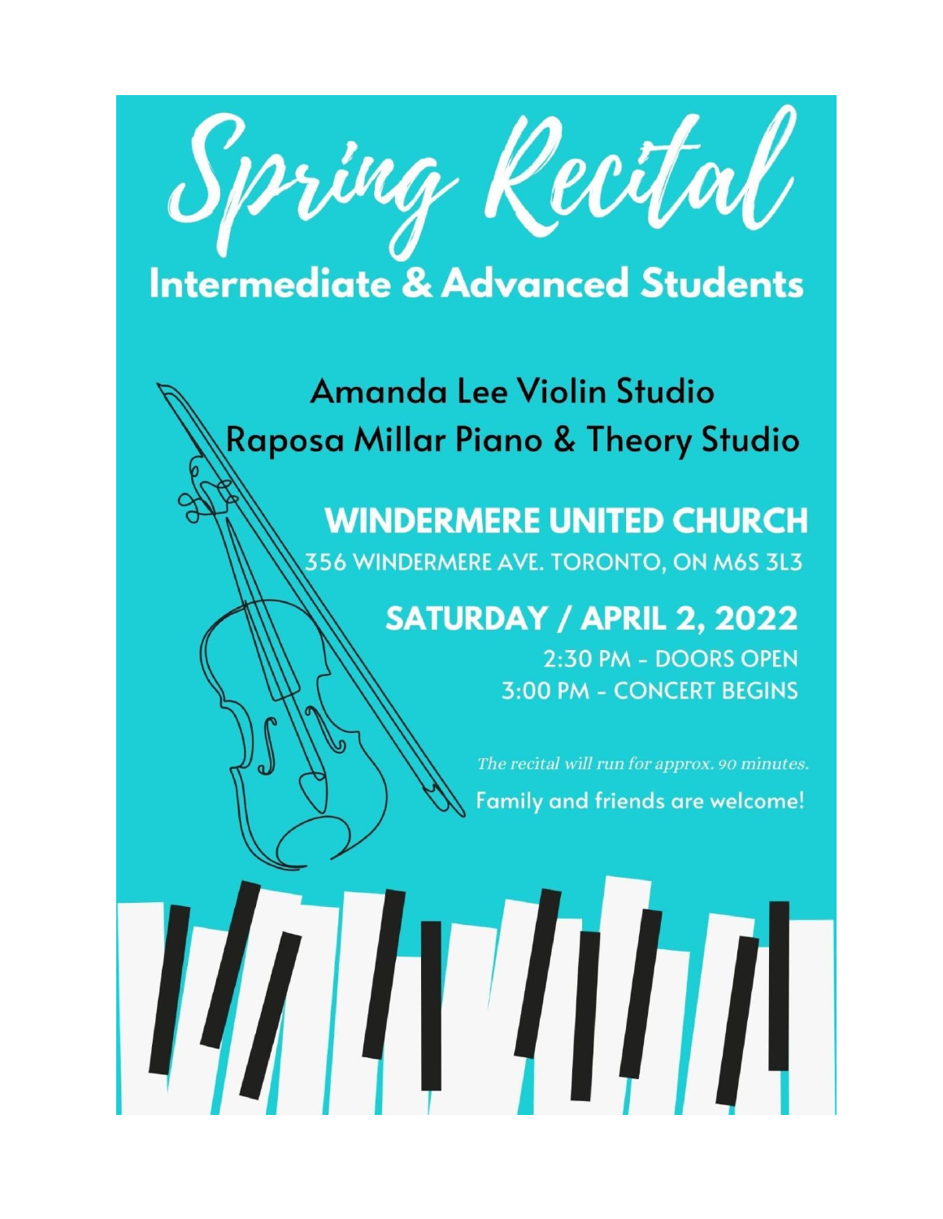# Spring Recital

## Intermediate & Advanced Students

### Amanda Lee Violin Studio
### Raposa Millar Piano & Theory Studio

**WINDERMERE UNITED CHURCH**

356 WINDERMERE AVE. TORONTO, ON M6S 3L3

**SATURDAY / APRIL 2, 2022**

2:30 PM - DOORS OPEN

3:00 PM - CONCERT BEGINS

*The recital will run for approx. 90 minutes.*

Family and friends are welcome!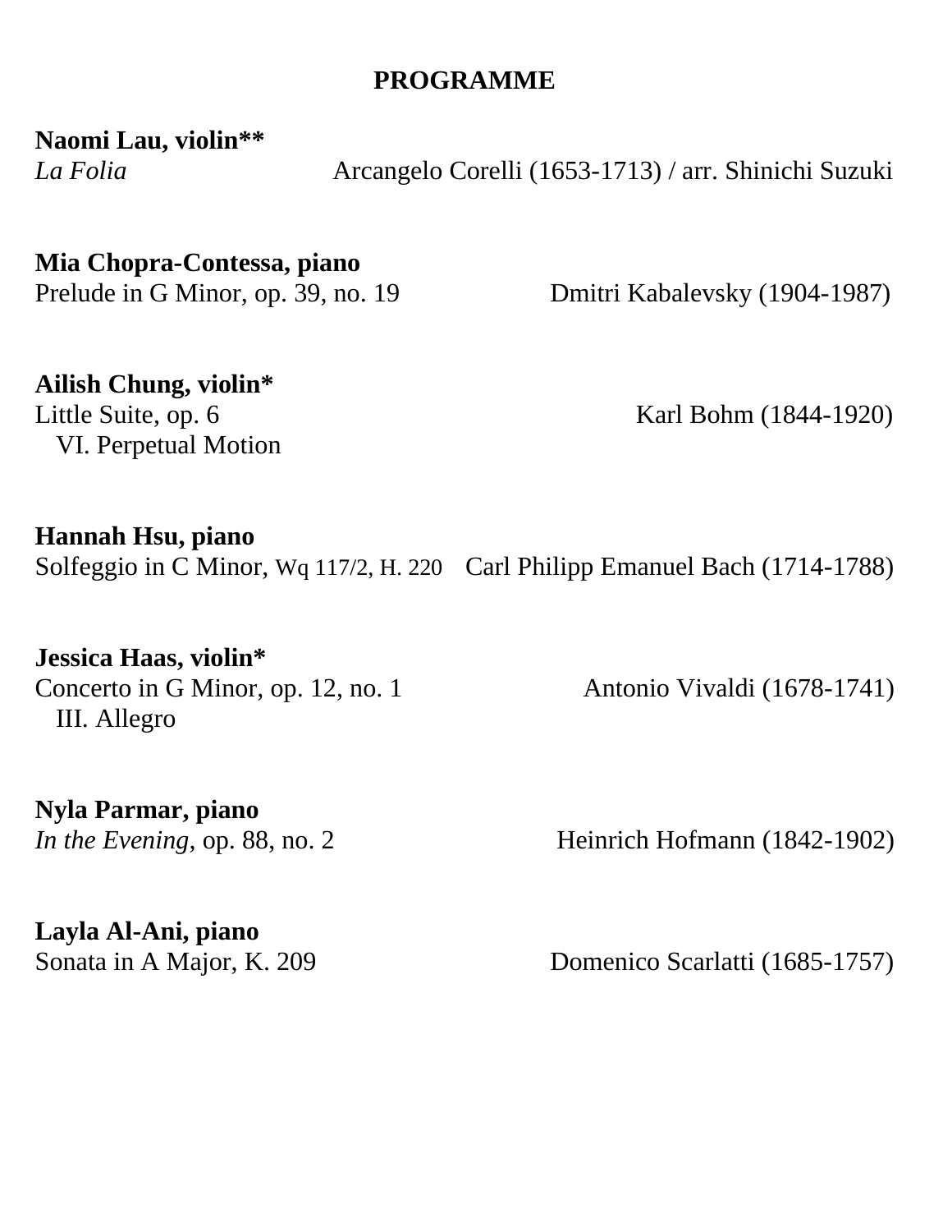## PROGRAMME

**Naomi Lau, violin****
*La Folia* Arcangelo Corelli (1653-1713) / arr. Shinichi Suzuki

**Mia Chopra-Contessa, piano**
Prelude in G Minor, op. 39, no. 19 Dmitri Kabalevsky (1904-1987)

**Ailish Chung, violin***
Little Suite, op. 6 Karl Bohm (1844-1920)
VI. Perpetual Motion

**Hannah Hsu, piano**
Solfeggio in C Minor, Wq 117/2, H. 220 Carl Philipp Emanuel Bach (1714-1788)

**Jessica Haas, violin***
Concerto in G Minor, op. 12, no. 1 Antonio Vivaldi (1678-1741)
III. Allegro

**Nyla Parmar, piano**
*In the Evening*, op. 88, no. 2 Heinrich Hofmann (1842-1902)

**Layla Al-Ani, piano**
Sonata in A Major, K. 209 Domenico Scarlatti (1685-1757)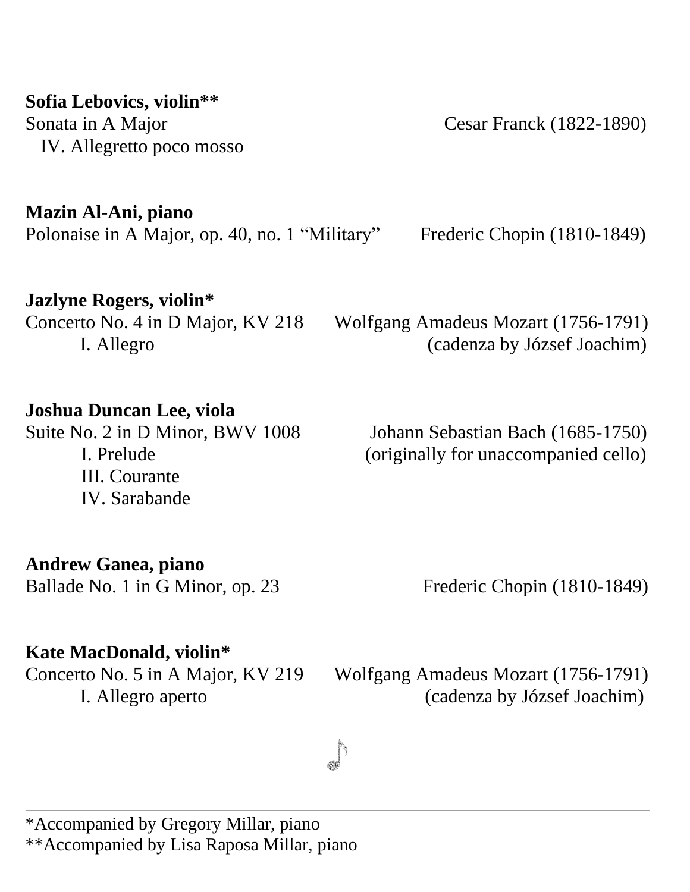**Sofia Lebovics, violin****

Sonata in A Major — Cesar Franck (1822-1890)

IV. Allegretto poco mosso

**Mazin Al-Ani, piano**

Polonaise in A Major, op. 40, no. 1 “Military” — Frederic Chopin (1810-1849)

**Jazlyne Rogers, violin***

Concerto No. 4 in D Major, KV 218 — Wolfgang Amadeus Mozart (1756-1791)

I. Allegro — (cadenza by József Joachim)

**Joshua Duncan Lee, viola**

Suite No. 2 in D Minor, BWV 1008 — Johann Sebastian Bach (1685-1750)

I. Prelude — (originally for unaccompanied cello)

III. Courante

IV. Sarabande

**Andrew Ganea, piano**

Ballade No. 1 in G Minor, op. 23 — Frederic Chopin (1810-1849)

**Kate MacDonald, violin***

Concerto No. 5 in A Major, KV 219 — Wolfgang Amadeus Mozart (1756-1791)

I. Allegro aperto — (cadenza by József Joachim)

---

*Accompanied by Gregory Millar, piano

**Accompanied by Lisa Raposa Millar, piano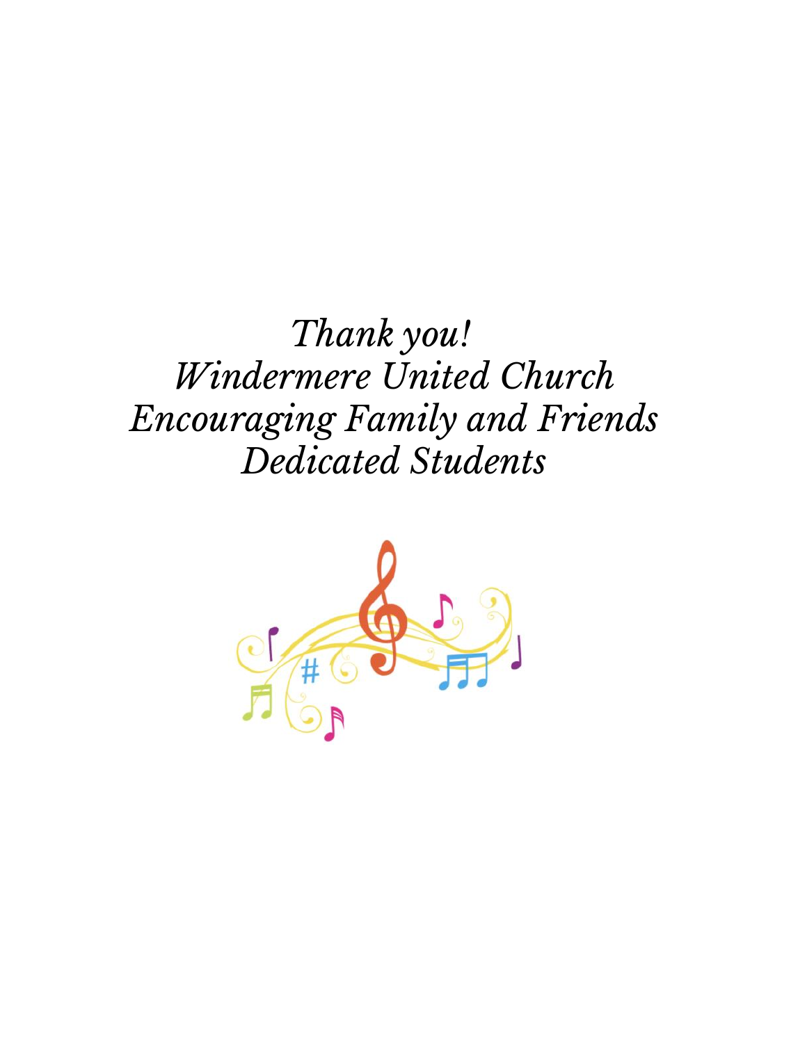*Thank you!*
*Windermere United Church*
*Encouraging Family and Friends*
*Dedicated Students*